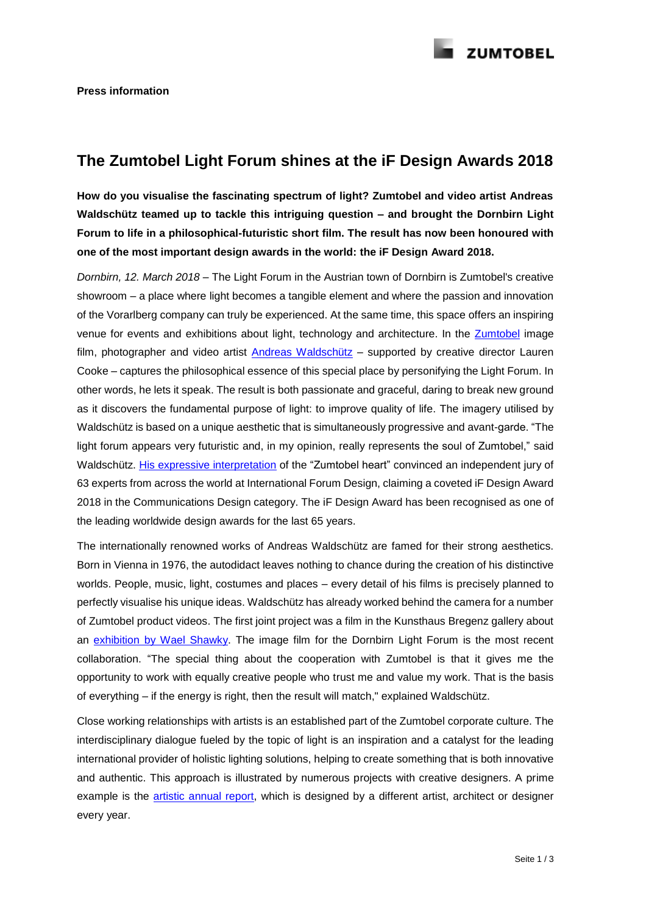**Press information**

# The Zumtobel Light Forum shines at the iF Design Awards 2018

**How do you visualise the fascinating spectrum of light? Zumtobel and video artist Andreas Waldschütz teamed up to tackle this intriguing question – and brought the Dornbirn Light Forum to life in a philosophical-futuristic short film. The result has now been honoured with one of the most important design awards in the world: the iF Design Award 2018.**

*Dornbirn, 12. March 2018* – The Light Forum in the Austrian town of Dornbirn is Zumtobel's creative showroom – a place where light becomes a tangible element and where the passion and innovation of the Vorarlberg company can truly be experienced. At the same time, this space offers an inspiring venue for events and exhibitions about light, technology and architecture. In the Zumtobel image film, photographer and video artist Andreas Waldschütz – supported by creative director Lauren Cooke – captures the philosophical essence of this special place by personifying the Light Forum. In other words, he lets it speak. The result is both passionate and graceful, daring to break new ground as it discovers the fundamental purpose of light: to improve quality of life. The imagery utilised by Waldschütz is based on a unique aesthetic that is simultaneously progressive and avant-garde. "The light forum appears very futuristic and, in my opinion, really represents the soul of Zumtobel," said Waldschütz. His expressive interpretation of the "Zumtobel heart" convinced an independent jury of 63 experts from across the world at International Forum Design, claiming a coveted iF Design Award 2018 in the Communications Design category. The iF Design Award has been recognised as one of the leading worldwide design awards for the last 65 years.

The internationally renowned works of Andreas Waldschütz are famed for their strong aesthetics. Born in Vienna in 1976, the autodidact leaves nothing to chance during the creation of his distinctive worlds. People, music, light, costumes and places – every detail of his films is precisely planned to perfectly visualise his unique ideas. Waldschütz has already worked behind the camera for a number of Zumtobel product videos. The first joint project was a film in the Kunsthaus Bregenz gallery about an exhibition by Wael Shawky. The image film for the Dornbirn Light Forum is the most recent collaboration. "The special thing about the cooperation with Zumtobel is that it gives me the opportunity to work with equally creative people who trust me and value my work. That is the basis of everything – if the energy is right, then the result will match," explained Waldschütz.

Close working relationships with artists is an established part of the Zumtobel corporate culture. The interdisciplinary dialogue fueled by the topic of light is an inspiration and a catalyst for the leading international provider of holistic lighting solutions, helping to create something that is both innovative and authentic. This approach is illustrated by numerous projects with creative designers. A prime example is the artistic annual report, which is designed by a different artist, architect or designer every year.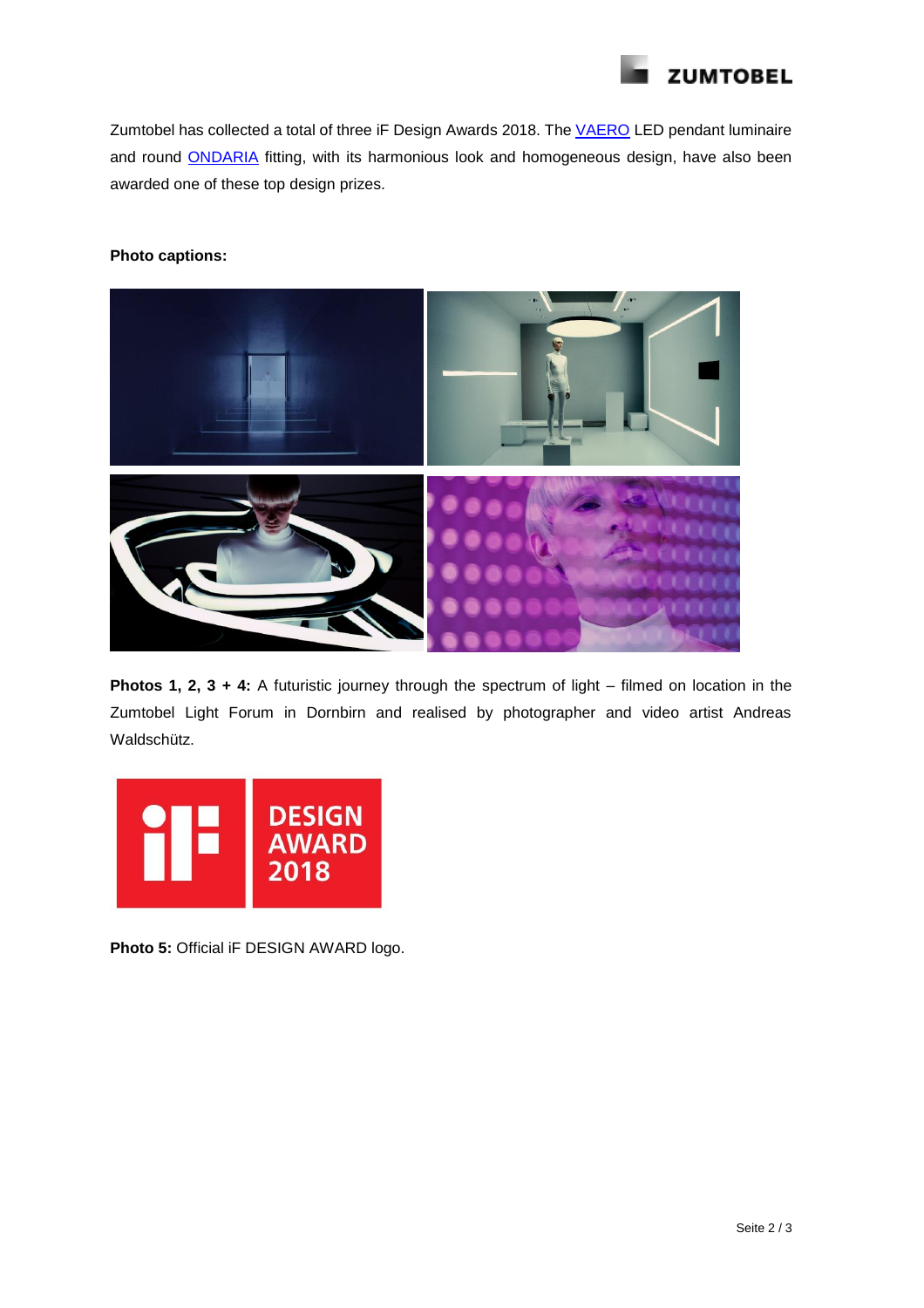Zumtobel has collected a total of three iF Design Awards 2018. The VAERO LED pendant luminaire and round ONDARIA fitting, with its harmonious look and homogeneous design, have also been awarded one of these top design prizes.

**Photo captions:**

**Photos 1, 2, 3 + 4:** A futuristic journey through the spectrum of light – filmed on location in the Zumtobel Light Forum in Dornbirn and realised by photographer and video artist Andreas Waldschütz.

**Photo 5:** Official iF DESIGN AWARD logo.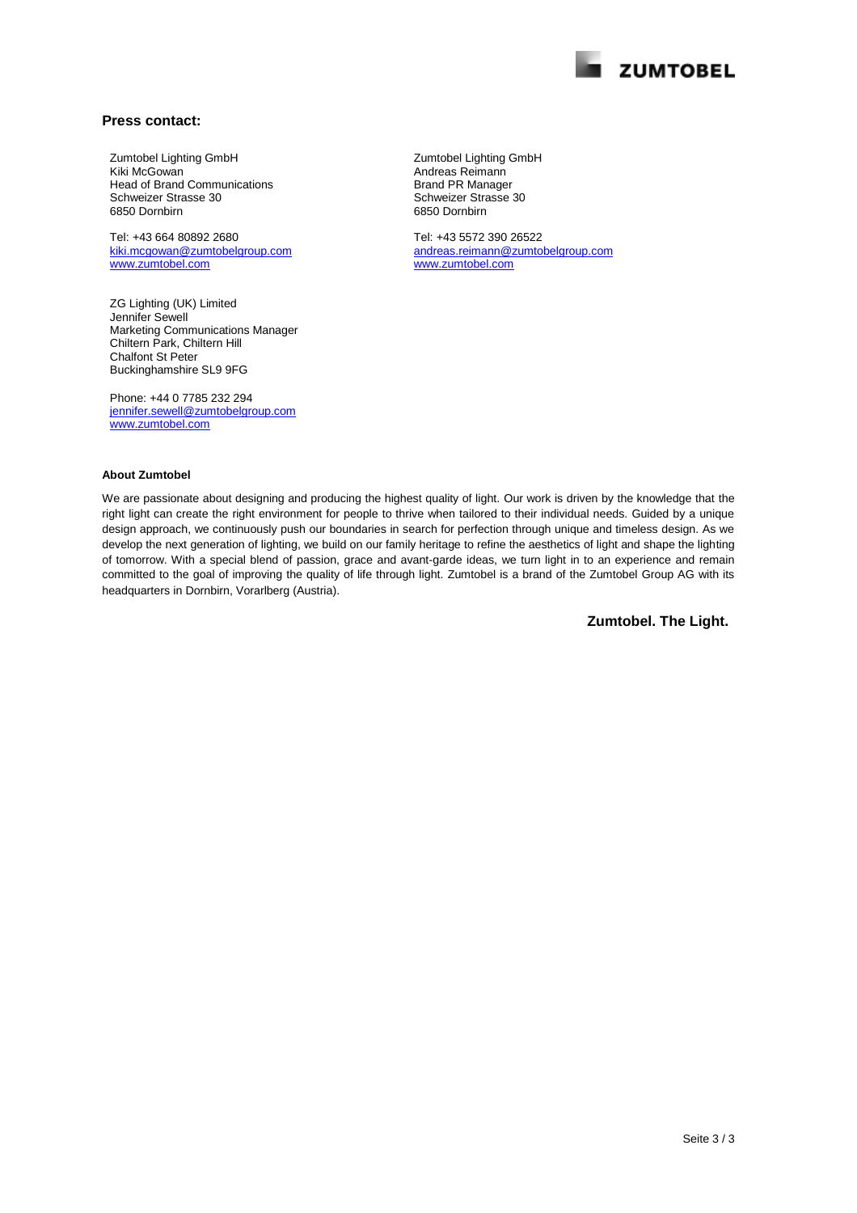## Press contact:

Zumtobel Lighting GmbH
Kiki McGowan
Head of Brand Communications
Schweizer Strasse 30
6850 Dornbirn

Tel: +43 664 80892 2680
kiki.mcgowan@zumtobelgroup.com
www.zumtobel.com

Zumtobel Lighting GmbH
Andreas Reimann
Brand PR Manager
Schweizer Strasse 30
6850 Dornbirn

Tel: +43 5572 390 26522
andreas.reimann@zumtobelgroup.com
www.zumtobel.com

ZG Lighting (UK) Limited
Jennifer Sewell
Marketing Communications Manager
Chiltern Park, Chiltern Hill
Chalfont St Peter
Buckinghamshire SL9 9FG

Phone: +44 0 7785 232 294
jennifer.sewell@zumtobelgroup.com
www.zumtobel.com

**About Zumtobel**

We are passionate about designing and producing the highest quality of light. Our work is driven by the knowledge that the right light can create the right environment for people to thrive when tailored to their individual needs. Guided by a unique design approach, we continuously push our boundaries in search for perfection through unique and timeless design. As we develop the next generation of lighting, we build on our family heritage to refine the aesthetics of light and shape the lighting of tomorrow. With a special blend of passion, grace and avant-garde ideas, we turn light in to an experience and remain committed to the goal of improving the quality of life through light. Zumtobel is a brand of the Zumtobel Group AG with its headquarters in Dornbirn, Vorarlberg (Austria).

**Zumtobel. The Light.**